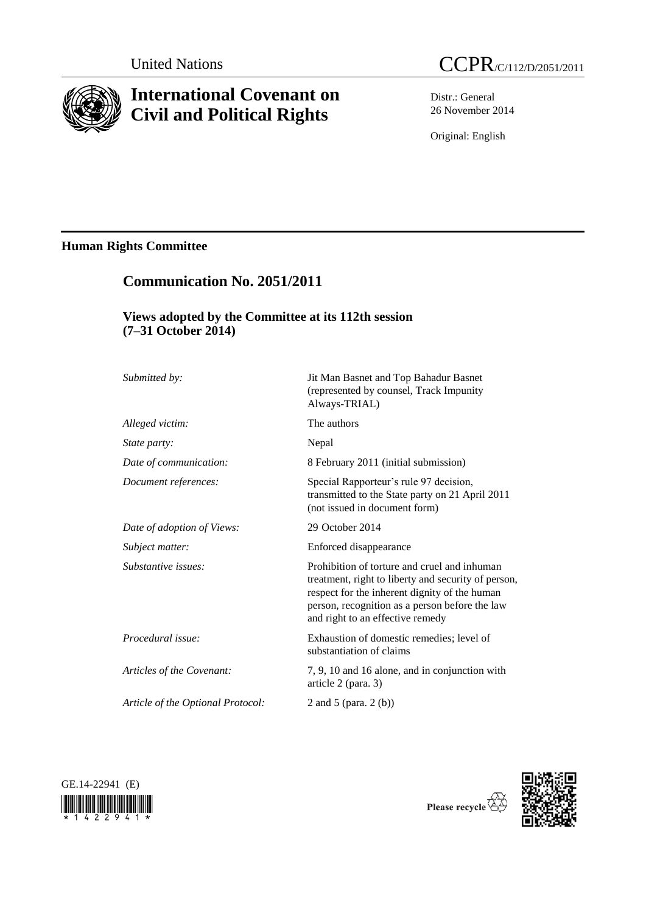United Nations

CCPR/C/112/D/2051/2011

# International Covenant on Civil and Political Rights

Distr.: General
26 November 2014

Original: English

## Human Rights Committee

## Communication No. 2051/2011

### Views adopted by the Committee at its 112th session (7–31 October 2014)

| | |
|---|---|
| *Submitted by:* | Jit Man Basnet and Top Bahadur Basnet (represented by counsel, Track Impunity Always-TRIAL) |
| *Alleged victim:* | The authors |
| *State party:* | Nepal |
| *Date of communication:* | 8 February 2011 (initial submission) |
| *Document references:* | Special Rapporteur's rule 97 decision, transmitted to the State party on 21 April 2011 (not issued in document form) |
| *Date of adoption of Views:* | 29 October 2014 |
| *Subject matter:* | Enforced disappearance |
| *Substantive issues:* | Prohibition of torture and cruel and inhuman treatment, right to liberty and security of person, respect for the inherent dignity of the human person, recognition as a person before the law and right to an effective remedy |
| *Procedural issue:* | Exhaustion of domestic remedies; level of substantiation of claims |
| *Articles of the Covenant:* | 7, 9, 10 and 16 alone, and in conjunction with article 2 (para. 3) |
| *Article of the Optional Protocol:* | 2 and 5 (para. 2 (b)) |

GE.14-22941 (E)

Please recycle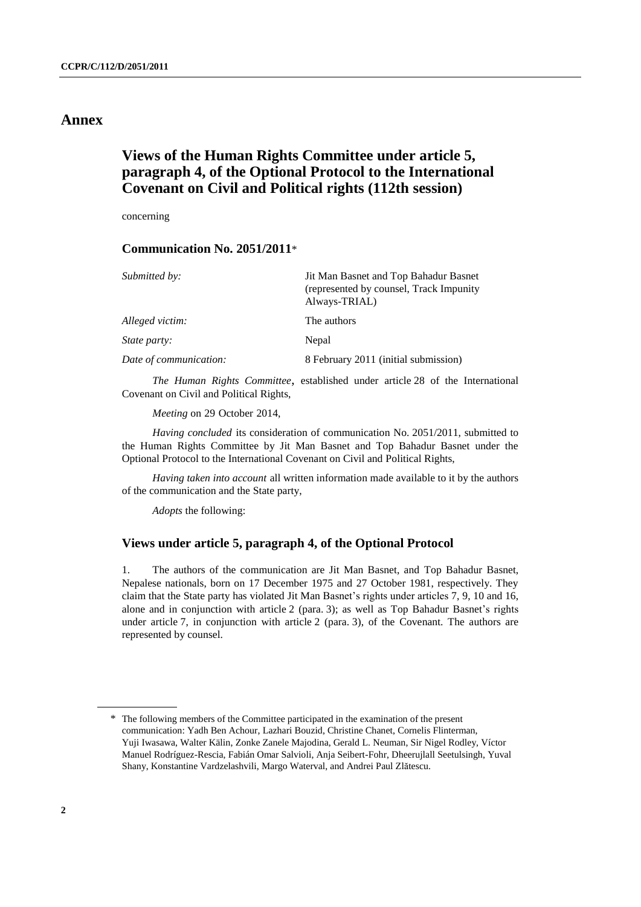# Annex

## Views of the Human Rights Committee under article 5, paragraph 4, of the Optional Protocol to the International Covenant on Civil and Political rights (112th session)

concerning

### Communication No. 2051/2011*

| | |
|---|---|
| *Submitted by:* | Jit Man Basnet and Top Bahadur Basnet (represented by counsel, Track Impunity Always-TRIAL) |
| *Alleged victim:* | The authors |
| *State party:* | Nepal |
| *Date of communication:* | 8 February 2011 (initial submission) |

*The Human Rights Committee*, established under article 28 of the International Covenant on Civil and Political Rights,

*Meeting* on 29 October 2014,

*Having concluded* its consideration of communication No. 2051/2011, submitted to the Human Rights Committee by Jit Man Basnet and Top Bahadur Basnet under the Optional Protocol to the International Covenant on Civil and Political Rights,

*Having taken into account* all written information made available to it by the authors of the communication and the State party,

*Adopts* the following:

### Views under article 5, paragraph 4, of the Optional Protocol

1. The authors of the communication are Jit Man Basnet, and Top Bahadur Basnet, Nepalese nationals, born on 17 December 1975 and 27 October 1981, respectively. They claim that the State party has violated Jit Man Basnet's rights under articles 7, 9, 10 and 16, alone and in conjunction with article 2 (para. 3); as well as Top Bahadur Basnet's rights under article 7, in conjunction with article 2 (para. 3), of the Covenant. The authors are represented by counsel.

---

* The following members of the Committee participated in the examination of the present communication: Yadh Ben Achour, Lazhari Bouzid, Christine Chanet, Cornelis Flinterman, Yuji Iwasawa, Walter Kälin, Zonke Zanele Majodina, Gerald L. Neuman, Sir Nigel Rodley, Víctor Manuel Rodríguez-Rescia, Fabián Omar Salvioli, Anja Seibert-Fohr, Dheerujlall Seetulsingh, Yuval Shany, Konstantine Vardzelashvili, Margo Waterval, and Andrei Paul Zlătescu.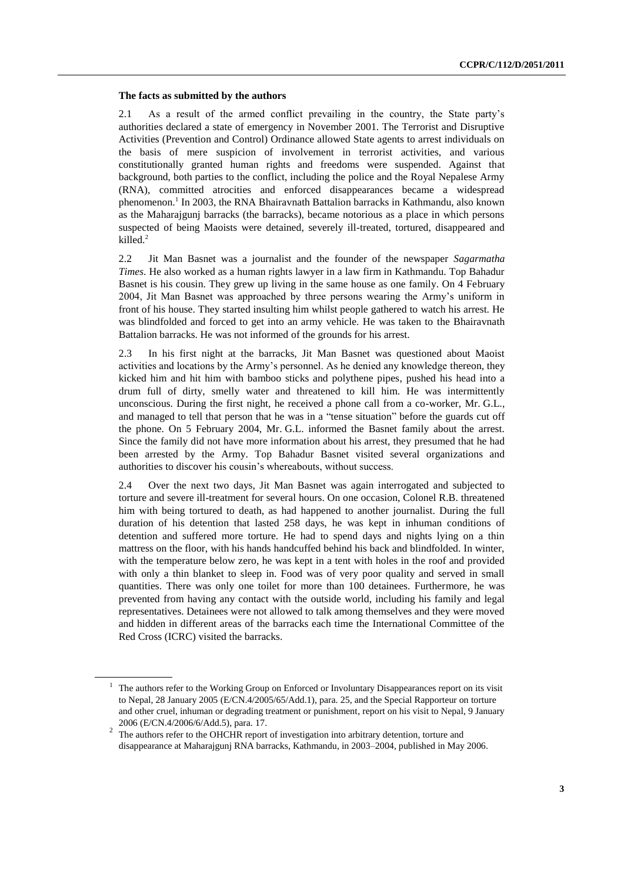### The facts as submitted by the authors

2.1 As a result of the armed conflict prevailing in the country, the State party's authorities declared a state of emergency in November 2001. The Terrorist and Disruptive Activities (Prevention and Control) Ordinance allowed State agents to arrest individuals on the basis of mere suspicion of involvement in terrorist activities, and various constitutionally granted human rights and freedoms were suspended. Against that background, both parties to the conflict, including the police and the Royal Nepalese Army (RNA), committed atrocities and enforced disappearances became a widespread phenomenon.[1] In 2003, the RNA Bhairavnath Battalion barracks in Kathmandu, also known as the Maharajgunj barracks (the barracks), became notorious as a place in which persons suspected of being Maoists were detained, severely ill-treated, tortured, disappeared and killed.[2]

2.2 Jit Man Basnet was a journalist and the founder of the newspaper *Sagarmatha Times*. He also worked as a human rights lawyer in a law firm in Kathmandu. Top Bahadur Basnet is his cousin. They grew up living in the same house as one family. On 4 February 2004, Jit Man Basnet was approached by three persons wearing the Army's uniform in front of his house. They started insulting him whilst people gathered to watch his arrest. He was blindfolded and forced to get into an army vehicle. He was taken to the Bhairavnath Battalion barracks. He was not informed of the grounds for his arrest.

2.3 In his first night at the barracks, Jit Man Basnet was questioned about Maoist activities and locations by the Army's personnel. As he denied any knowledge thereon, they kicked him and hit him with bamboo sticks and polythene pipes, pushed his head into a drum full of dirty, smelly water and threatened to kill him. He was intermittently unconscious. During the first night, he received a phone call from a co-worker, Mr. G.L., and managed to tell that person that he was in a "tense situation" before the guards cut off the phone. On 5 February 2004, Mr. G.L. informed the Basnet family about the arrest. Since the family did not have more information about his arrest, they presumed that he had been arrested by the Army. Top Bahadur Basnet visited several organizations and authorities to discover his cousin's whereabouts, without success.

2.4 Over the next two days, Jit Man Basnet was again interrogated and subjected to torture and severe ill-treatment for several hours. On one occasion, Colonel R.B. threatened him with being tortured to death, as had happened to another journalist. During the full duration of his detention that lasted 258 days, he was kept in inhuman conditions of detention and suffered more torture. He had to spend days and nights lying on a thin mattress on the floor, with his hands handcuffed behind his back and blindfolded. In winter, with the temperature below zero, he was kept in a tent with holes in the roof and provided with only a thin blanket to sleep in. Food was of very poor quality and served in small quantities. There was only one toilet for more than 100 detainees. Furthermore, he was prevented from having any contact with the outside world, including his family and legal representatives. Detainees were not allowed to talk among themselves and they were moved and hidden in different areas of the barracks each time the International Committee of the Red Cross (ICRC) visited the barracks.

---

[1] The authors refer to the Working Group on Enforced or Involuntary Disappearances report on its visit to Nepal, 28 January 2005 (E/CN.4/2005/65/Add.1), para. 25, and the Special Rapporteur on torture and other cruel, inhuman or degrading treatment or punishment, report on his visit to Nepal, 9 January 2006 (E/CN.4/2006/6/Add.5), para. 17.

[2] The authors refer to the OHCHR report of investigation into arbitrary detention, torture and disappearance at Maharajgunj RNA barracks, Kathmandu, in 2003–2004, published in May 2006.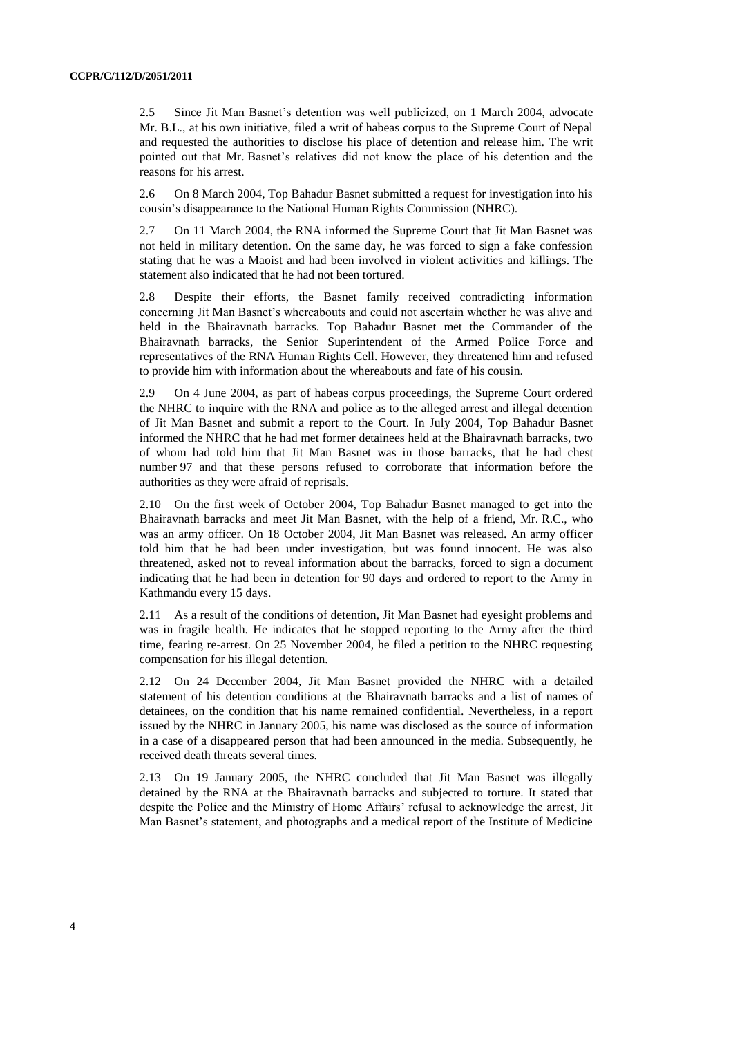2.5 Since Jit Man Basnet's detention was well publicized, on 1 March 2004, advocate Mr. B.L., at his own initiative, filed a writ of habeas corpus to the Supreme Court of Nepal and requested the authorities to disclose his place of detention and release him. The writ pointed out that Mr. Basnet's relatives did not know the place of his detention and the reasons for his arrest.

2.6 On 8 March 2004, Top Bahadur Basnet submitted a request for investigation into his cousin's disappearance to the National Human Rights Commission (NHRC).

2.7 On 11 March 2004, the RNA informed the Supreme Court that Jit Man Basnet was not held in military detention. On the same day, he was forced to sign a fake confession stating that he was a Maoist and had been involved in violent activities and killings. The statement also indicated that he had not been tortured.

2.8 Despite their efforts, the Basnet family received contradicting information concerning Jit Man Basnet's whereabouts and could not ascertain whether he was alive and held in the Bhairavnath barracks. Top Bahadur Basnet met the Commander of the Bhairavnath barracks, the Senior Superintendent of the Armed Police Force and representatives of the RNA Human Rights Cell. However, they threatened him and refused to provide him with information about the whereabouts and fate of his cousin.

2.9 On 4 June 2004, as part of habeas corpus proceedings, the Supreme Court ordered the NHRC to inquire with the RNA and police as to the alleged arrest and illegal detention of Jit Man Basnet and submit a report to the Court. In July 2004, Top Bahadur Basnet informed the NHRC that he had met former detainees held at the Bhairavnath barracks, two of whom had told him that Jit Man Basnet was in those barracks, that he had chest number 97 and that these persons refused to corroborate that information before the authorities as they were afraid of reprisals.

2.10 On the first week of October 2004, Top Bahadur Basnet managed to get into the Bhairavnath barracks and meet Jit Man Basnet, with the help of a friend, Mr. R.C., who was an army officer. On 18 October 2004, Jit Man Basnet was released. An army officer told him that he had been under investigation, but was found innocent. He was also threatened, asked not to reveal information about the barracks, forced to sign a document indicating that he had been in detention for 90 days and ordered to report to the Army in Kathmandu every 15 days.

2.11 As a result of the conditions of detention, Jit Man Basnet had eyesight problems and was in fragile health. He indicates that he stopped reporting to the Army after the third time, fearing re-arrest. On 25 November 2004, he filed a petition to the NHRC requesting compensation for his illegal detention.

2.12 On 24 December 2004, Jit Man Basnet provided the NHRC with a detailed statement of his detention conditions at the Bhairavnath barracks and a list of names of detainees, on the condition that his name remained confidential. Nevertheless, in a report issued by the NHRC in January 2005, his name was disclosed as the source of information in a case of a disappeared person that had been announced in the media. Subsequently, he received death threats several times.

2.13 On 19 January 2005, the NHRC concluded that Jit Man Basnet was illegally detained by the RNA at the Bhairavnath barracks and subjected to torture. It stated that despite the Police and the Ministry of Home Affairs' refusal to acknowledge the arrest, Jit Man Basnet's statement, and photographs and a medical report of the Institute of Medicine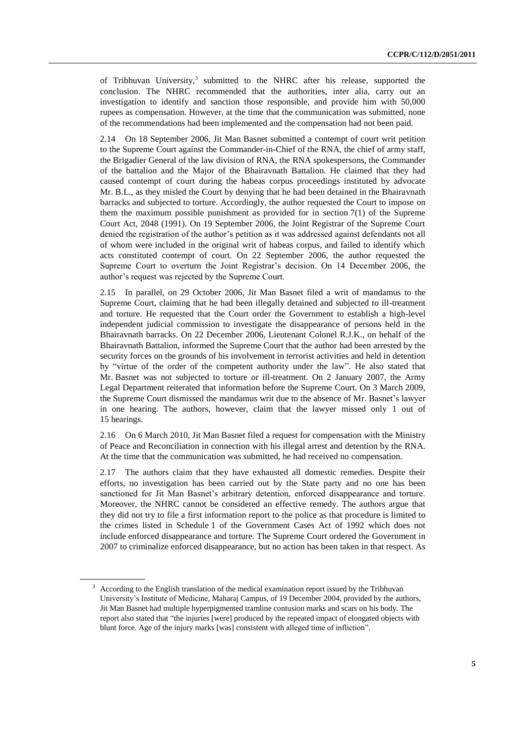of Tribhuvan University,[3] submitted to the NHRC after his release, supported the conclusion. The NHRC recommended that the authorities, inter alia, carry out an investigation to identify and sanction those responsible, and provide him with 50,000 rupees as compensation. However, at the time that the communication was submitted, none of the recommendations had been implemented and the compensation had not been paid.

2.14 On 18 September 2006, Jit Man Basnet submitted a contempt of court writ petition to the Supreme Court against the Commander-in-Chief of the RNA, the chief of army staff, the Brigadier General of the law division of RNA, the RNA spokespersons, the Commander of the battalion and the Major of the Bhairavnath Battalion. He claimed that they had caused contempt of court during the habeas corpus proceedings instituted by advocate Mr. B.L., as they misled the Court by denying that he had been detained in the Bhairavnath barracks and subjected to torture. Accordingly, the author requested the Court to impose on them the maximum possible punishment as provided for in section 7(1) of the Supreme Court Act, 2048 (1991). On 19 September 2006, the Joint Registrar of the Supreme Court denied the registration of the author's petition as it was addressed against defendants not all of whom were included in the original writ of habeas corpus, and failed to identify which acts constituted contempt of court. On 22 September 2006, the author requested the Supreme Court to overturn the Joint Registrar's decision. On 14 December 2006, the author's request was rejected by the Supreme Court.

2.15 In parallel, on 29 October 2006, Jit Man Basnet filed a writ of mandamus to the Supreme Court, claiming that he had been illegally detained and subjected to ill-treatment and torture. He requested that the Court order the Government to establish a high-level independent judicial commission to investigate the disappearance of persons held in the Bhairavnath barracks. On 22 December 2006, Lieutenant Colonel R.J.K., on behalf of the Bhairavnath Battalion, informed the Supreme Court that the author had been arrested by the security forces on the grounds of his involvement in terrorist activities and held in detention by "virtue of the order of the competent authority under the law". He also stated that Mr. Basnet was not subjected to torture or ill-treatment. On 2 January 2007, the Army Legal Department reiterated that information before the Supreme Court. On 3 March 2009, the Supreme Court dismissed the mandamus writ due to the absence of Mr. Basnet's lawyer in one hearing. The authors, however, claim that the lawyer missed only 1 out of 15 hearings.

2.16 On 6 March 2010, Jit Man Basnet filed a request for compensation with the Ministry of Peace and Reconciliation in connection with his illegal arrest and detention by the RNA. At the time that the communication was submitted, he had received no compensation.

2.17 The authors claim that they have exhausted all domestic remedies. Despite their efforts, no investigation has been carried out by the State party and no one has been sanctioned for Jit Man Basnet's arbitrary detention, enforced disappearance and torture. Moreover, the NHRC cannot be considered an effective remedy. The authors argue that they did not try to file a first information report to the police as that procedure is limited to the crimes listed in Schedule 1 of the Government Cases Act of 1992 which does not include enforced disappearance and torture. The Supreme Court ordered the Government in 2007 to criminalize enforced disappearance, but no action has been taken in that respect. As

[3] According to the English translation of the medical examination report issued by the Tribhuvan University's Institute of Medicine, Maharaj Campus, of 19 December 2004, provided by the authors, Jit Man Basnet had multiple hyperpigmented tramline contusion marks and scars on his body. The report also stated that "the injuries [were] produced by the repeated impact of elongated objects with blunt force. Age of the injury marks [was] consistent with alleged time of infliction".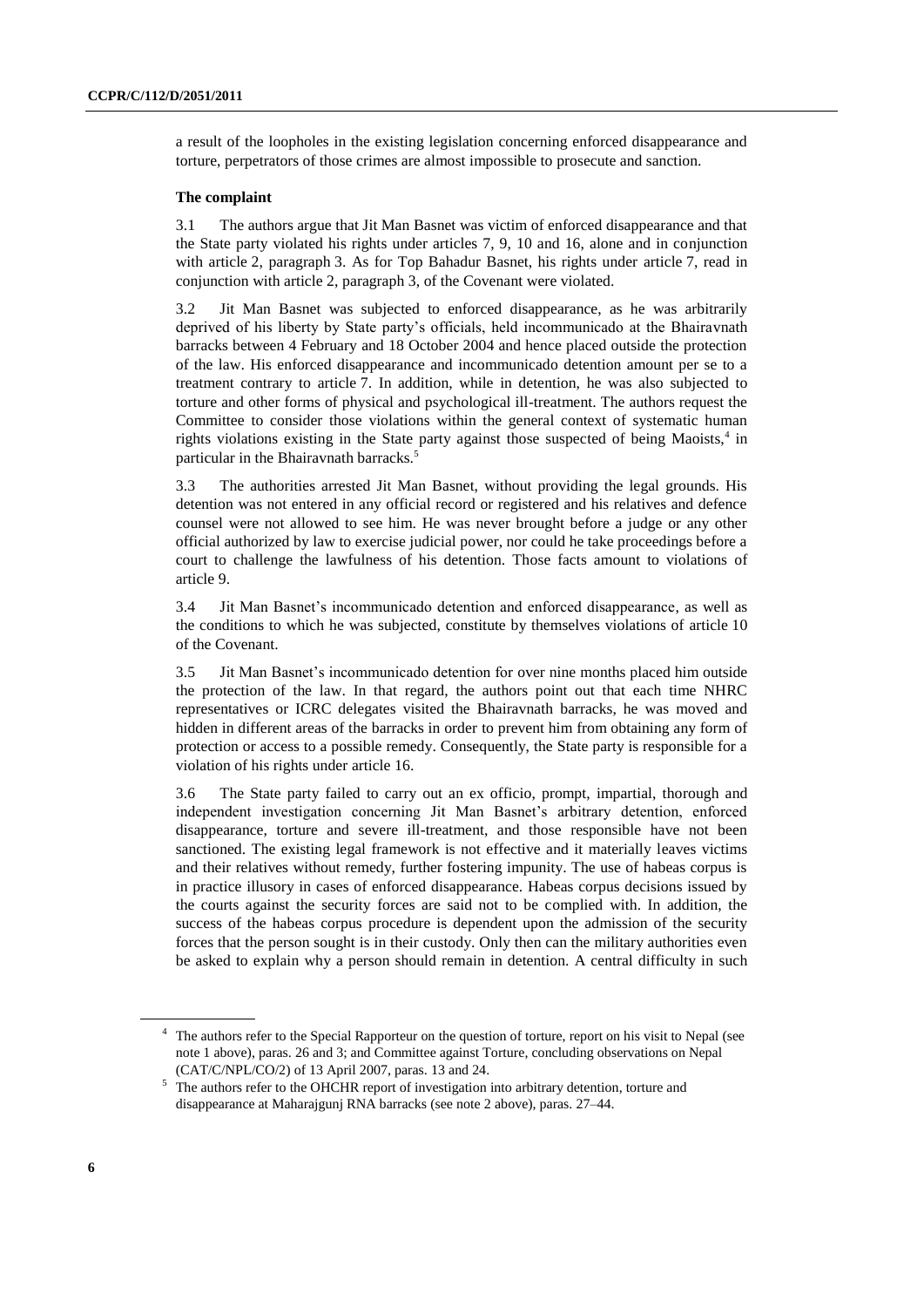a result of the loopholes in the existing legislation concerning enforced disappearance and torture, perpetrators of those crimes are almost impossible to prosecute and sanction.

### The complaint

3.1 The authors argue that Jit Man Basnet was victim of enforced disappearance and that the State party violated his rights under articles 7, 9, 10 and 16, alone and in conjunction with article 2, paragraph 3. As for Top Bahadur Basnet, his rights under article 7, read in conjunction with article 2, paragraph 3, of the Covenant were violated.

3.2 Jit Man Basnet was subjected to enforced disappearance, as he was arbitrarily deprived of his liberty by State party's officials, held incommunicado at the Bhairavnath barracks between 4 February and 18 October 2004 and hence placed outside the protection of the law. His enforced disappearance and incommunicado detention amount per se to a treatment contrary to article 7. In addition, while in detention, he was also subjected to torture and other forms of physical and psychological ill-treatment. The authors request the Committee to consider those violations within the general context of systematic human rights violations existing in the State party against those suspected of being Maoists,[4] in particular in the Bhairavnath barracks.[5]

3.3 The authorities arrested Jit Man Basnet, without providing the legal grounds. His detention was not entered in any official record or registered and his relatives and defence counsel were not allowed to see him. He was never brought before a judge or any other official authorized by law to exercise judicial power, nor could he take proceedings before a court to challenge the lawfulness of his detention. Those facts amount to violations of article 9.

3.4 Jit Man Basnet's incommunicado detention and enforced disappearance, as well as the conditions to which he was subjected, constitute by themselves violations of article 10 of the Covenant.

3.5 Jit Man Basnet's incommunicado detention for over nine months placed him outside the protection of the law. In that regard, the authors point out that each time NHRC representatives or ICRC delegates visited the Bhairavnath barracks, he was moved and hidden in different areas of the barracks in order to prevent him from obtaining any form of protection or access to a possible remedy. Consequently, the State party is responsible for a violation of his rights under article 16.

3.6 The State party failed to carry out an ex officio, prompt, impartial, thorough and independent investigation concerning Jit Man Basnet's arbitrary detention, enforced disappearance, torture and severe ill-treatment, and those responsible have not been sanctioned. The existing legal framework is not effective and it materially leaves victims and their relatives without remedy, further fostering impunity. The use of habeas corpus is in practice illusory in cases of enforced disappearance. Habeas corpus decisions issued by the courts against the security forces are said not to be complied with. In addition, the success of the habeas corpus procedure is dependent upon the admission of the security forces that the person sought is in their custody. Only then can the military authorities even be asked to explain why a person should remain in detention. A central difficulty in such

---

[4] The authors refer to the Special Rapporteur on the question of torture, report on his visit to Nepal (see note 1 above), paras. 26 and 3; and Committee against Torture, concluding observations on Nepal (CAT/C/NPL/CO/2) of 13 April 2007, paras. 13 and 24.

[5] The authors refer to the OHCHR report of investigation into arbitrary detention, torture and disappearance at Maharajgunj RNA barracks (see note 2 above), paras. 27–44.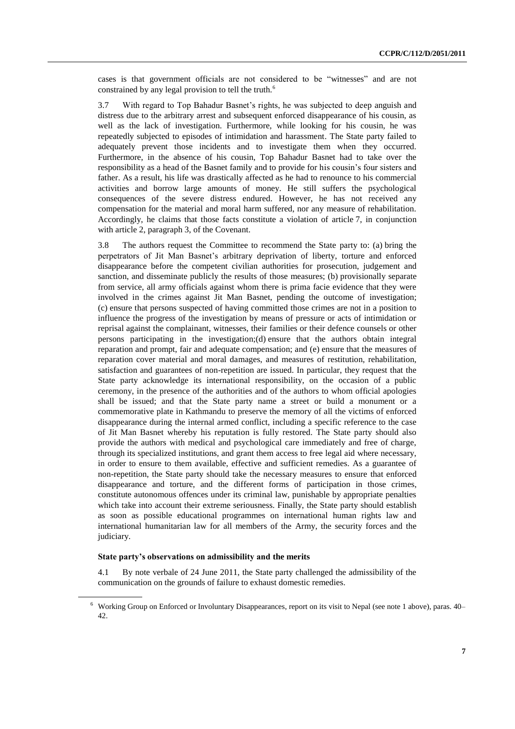cases is that government officials are not considered to be "witnesses" and are not constrained by any legal provision to tell the truth.[6]

3.7 With regard to Top Bahadur Basnet's rights, he was subjected to deep anguish and distress due to the arbitrary arrest and subsequent enforced disappearance of his cousin, as well as the lack of investigation. Furthermore, while looking for his cousin, he was repeatedly subjected to episodes of intimidation and harassment. The State party failed to adequately prevent those incidents and to investigate them when they occurred. Furthermore, in the absence of his cousin, Top Bahadur Basnet had to take over the responsibility as a head of the Basnet family and to provide for his cousin's four sisters and father. As a result, his life was drastically affected as he had to renounce to his commercial activities and borrow large amounts of money. He still suffers the psychological consequences of the severe distress endured. However, he has not received any compensation for the material and moral harm suffered, nor any measure of rehabilitation. Accordingly, he claims that those facts constitute a violation of article 7, in conjunction with article 2, paragraph 3, of the Covenant.

3.8 The authors request the Committee to recommend the State party to: (a) bring the perpetrators of Jit Man Basnet's arbitrary deprivation of liberty, torture and enforced disappearance before the competent civilian authorities for prosecution, judgement and sanction, and disseminate publicly the results of those measures; (b) provisionally separate from service, all army officials against whom there is prima facie evidence that they were involved in the crimes against Jit Man Basnet, pending the outcome of investigation; (c) ensure that persons suspected of having committed those crimes are not in a position to influence the progress of the investigation by means of pressure or acts of intimidation or reprisal against the complainant, witnesses, their families or their defence counsels or other persons participating in the investigation;(d) ensure that the authors obtain integral reparation and prompt, fair and adequate compensation; and (e) ensure that the measures of reparation cover material and moral damages, and measures of restitution, rehabilitation, satisfaction and guarantees of non-repetition are issued. In particular, they request that the State party acknowledge its international responsibility, on the occasion of a public ceremony, in the presence of the authorities and of the authors to whom official apologies shall be issued; and that the State party name a street or build a monument or a commemorative plate in Kathmandu to preserve the memory of all the victims of enforced disappearance during the internal armed conflict, including a specific reference to the case of Jit Man Basnet whereby his reputation is fully restored. The State party should also provide the authors with medical and psychological care immediately and free of charge, through its specialized institutions, and grant them access to free legal aid where necessary, in order to ensure to them available, effective and sufficient remedies. As a guarantee of non-repetition, the State party should take the necessary measures to ensure that enforced disappearance and torture, and the different forms of participation in those crimes, constitute autonomous offences under its criminal law, punishable by appropriate penalties which take into account their extreme seriousness. Finally, the State party should establish as soon as possible educational programmes on international human rights law and international humanitarian law for all members of the Army, the security forces and the judiciary.

**State party's observations on admissibility and the merits**

4.1 By note verbale of 24 June 2011, the State party challenged the admissibility of the communication on the grounds of failure to exhaust domestic remedies.

[6] Working Group on Enforced or Involuntary Disappearances, report on its visit to Nepal (see note 1 above), paras. 40–42.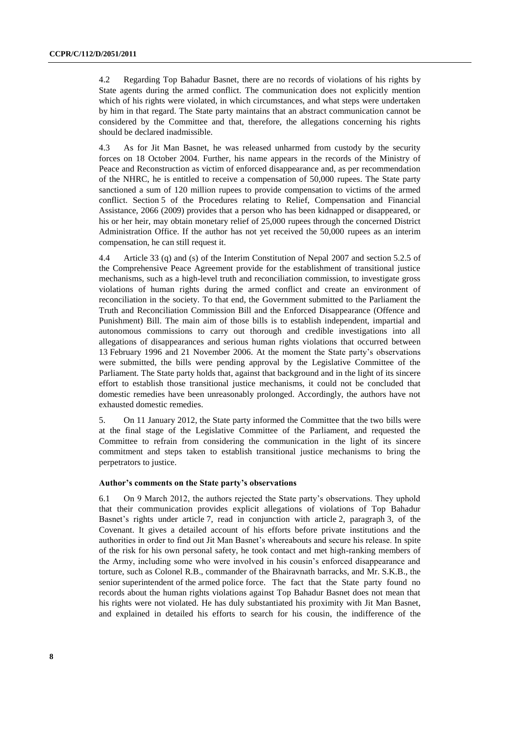4.2 Regarding Top Bahadur Basnet, there are no records of violations of his rights by State agents during the armed conflict. The communication does not explicitly mention which of his rights were violated, in which circumstances, and what steps were undertaken by him in that regard. The State party maintains that an abstract communication cannot be considered by the Committee and that, therefore, the allegations concerning his rights should be declared inadmissible.

4.3 As for Jit Man Basnet, he was released unharmed from custody by the security forces on 18 October 2004. Further, his name appears in the records of the Ministry of Peace and Reconstruction as victim of enforced disappearance and, as per recommendation of the NHRC, he is entitled to receive a compensation of 50,000 rupees. The State party sanctioned a sum of 120 million rupees to provide compensation to victims of the armed conflict. Section 5 of the Procedures relating to Relief, Compensation and Financial Assistance, 2066 (2009) provides that a person who has been kidnapped or disappeared, or his or her heir, may obtain monetary relief of 25,000 rupees through the concerned District Administration Office. If the author has not yet received the 50,000 rupees as an interim compensation, he can still request it.

4.4 Article 33 (q) and (s) of the Interim Constitution of Nepal 2007 and section 5.2.5 of the Comprehensive Peace Agreement provide for the establishment of transitional justice mechanisms, such as a high-level truth and reconciliation commission, to investigate gross violations of human rights during the armed conflict and create an environment of reconciliation in the society. To that end, the Government submitted to the Parliament the Truth and Reconciliation Commission Bill and the Enforced Disappearance (Offence and Punishment) Bill. The main aim of those bills is to establish independent, impartial and autonomous commissions to carry out thorough and credible investigations into all allegations of disappearances and serious human rights violations that occurred between 13 February 1996 and 21 November 2006. At the moment the State party's observations were submitted, the bills were pending approval by the Legislative Committee of the Parliament. The State party holds that, against that background and in the light of its sincere effort to establish those transitional justice mechanisms, it could not be concluded that domestic remedies have been unreasonably prolonged. Accordingly, the authors have not exhausted domestic remedies.

5. On 11 January 2012, the State party informed the Committee that the two bills were at the final stage of the Legislative Committee of the Parliament, and requested the Committee to refrain from considering the communication in the light of its sincere commitment and steps taken to establish transitional justice mechanisms to bring the perpetrators to justice.

### Author's comments on the State party's observations

6.1 On 9 March 2012, the authors rejected the State party's observations. They uphold that their communication provides explicit allegations of violations of Top Bahadur Basnet's rights under article 7, read in conjunction with article 2, paragraph 3, of the Covenant. It gives a detailed account of his efforts before private institutions and the authorities in order to find out Jit Man Basnet's whereabouts and secure his release. In spite of the risk for his own personal safety, he took contact and met high-ranking members of the Army, including some who were involved in his cousin's enforced disappearance and torture, such as Colonel R.B., commander of the Bhairavnath barracks, and Mr. S.K.B., the senior superintendent of the armed police force. The fact that the State party found no records about the human rights violations against Top Bahadur Basnet does not mean that his rights were not violated. He has duly substantiated his proximity with Jit Man Basnet, and explained in detailed his efforts to search for his cousin, the indifference of the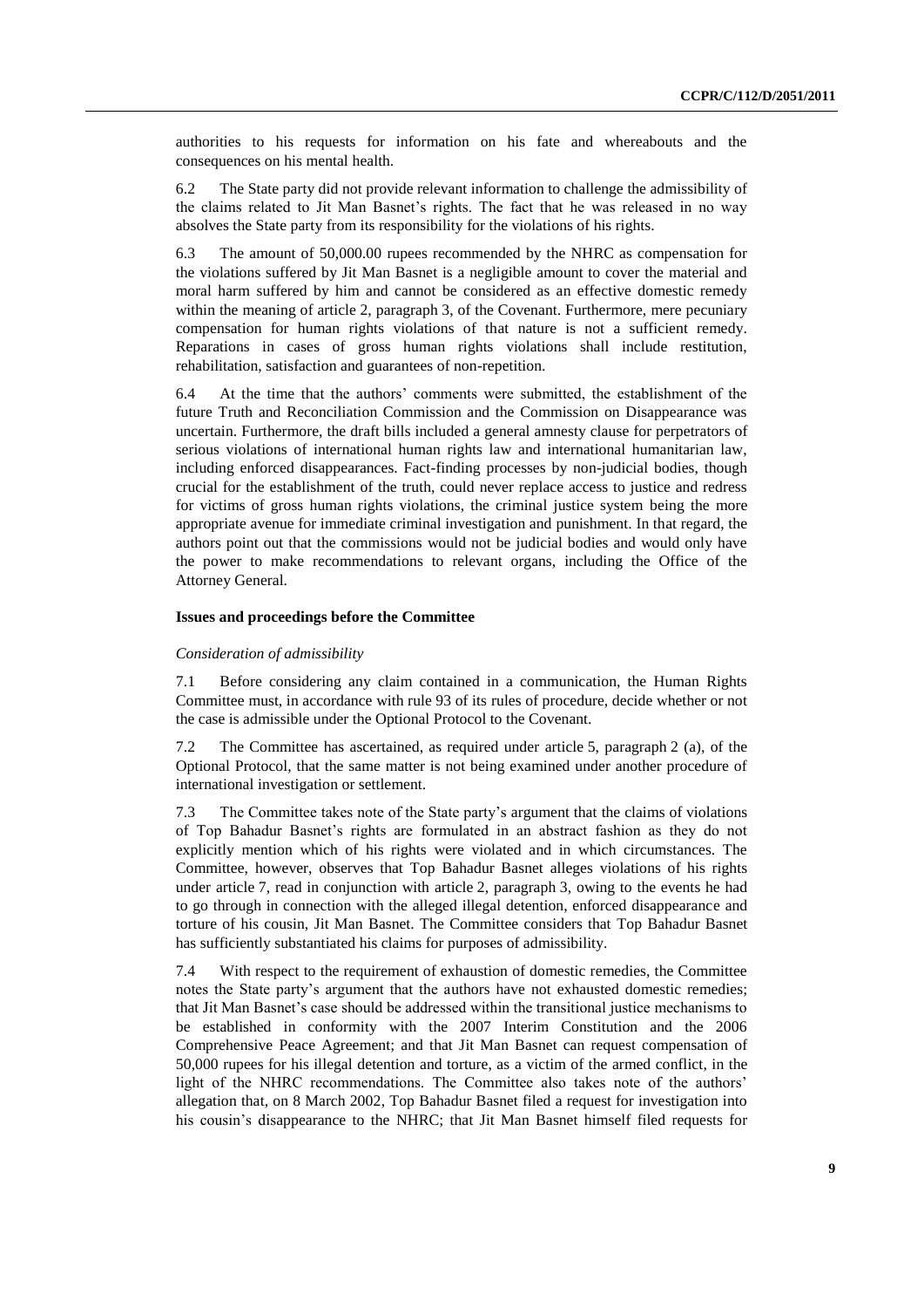authorities to his requests for information on his fate and whereabouts and the consequences on his mental health.

6.2 The State party did not provide relevant information to challenge the admissibility of the claims related to Jit Man Basnet's rights. The fact that he was released in no way absolves the State party from its responsibility for the violations of his rights.

6.3 The amount of 50,000.00 rupees recommended by the NHRC as compensation for the violations suffered by Jit Man Basnet is a negligible amount to cover the material and moral harm suffered by him and cannot be considered as an effective domestic remedy within the meaning of article 2, paragraph 3, of the Covenant. Furthermore, mere pecuniary compensation for human rights violations of that nature is not a sufficient remedy. Reparations in cases of gross human rights violations shall include restitution, rehabilitation, satisfaction and guarantees of non-repetition.

6.4 At the time that the authors' comments were submitted, the establishment of the future Truth and Reconciliation Commission and the Commission on Disappearance was uncertain. Furthermore, the draft bills included a general amnesty clause for perpetrators of serious violations of international human rights law and international humanitarian law, including enforced disappearances. Fact-finding processes by non-judicial bodies, though crucial for the establishment of the truth, could never replace access to justice and redress for victims of gross human rights violations, the criminal justice system being the more appropriate avenue for immediate criminal investigation and punishment. In that regard, the authors point out that the commissions would not be judicial bodies and would only have the power to make recommendations to relevant organs, including the Office of the Attorney General.

### Issues and proceedings before the Committee

*Consideration of admissibility*

7.1 Before considering any claim contained in a communication, the Human Rights Committee must, in accordance with rule 93 of its rules of procedure, decide whether or not the case is admissible under the Optional Protocol to the Covenant.

7.2 The Committee has ascertained, as required under article 5, paragraph 2 (a), of the Optional Protocol, that the same matter is not being examined under another procedure of international investigation or settlement.

7.3 The Committee takes note of the State party's argument that the claims of violations of Top Bahadur Basnet's rights are formulated in an abstract fashion as they do not explicitly mention which of his rights were violated and in which circumstances. The Committee, however, observes that Top Bahadur Basnet alleges violations of his rights under article 7, read in conjunction with article 2, paragraph 3, owing to the events he had to go through in connection with the alleged illegal detention, enforced disappearance and torture of his cousin, Jit Man Basnet. The Committee considers that Top Bahadur Basnet has sufficiently substantiated his claims for purposes of admissibility.

7.4 With respect to the requirement of exhaustion of domestic remedies, the Committee notes the State party's argument that the authors have not exhausted domestic remedies; that Jit Man Basnet's case should be addressed within the transitional justice mechanisms to be established in conformity with the 2007 Interim Constitution and the 2006 Comprehensive Peace Agreement; and that Jit Man Basnet can request compensation of 50,000 rupees for his illegal detention and torture, as a victim of the armed conflict, in the light of the NHRC recommendations. The Committee also takes note of the authors' allegation that, on 8 March 2002, Top Bahadur Basnet filed a request for investigation into his cousin's disappearance to the NHRC; that Jit Man Basnet himself filed requests for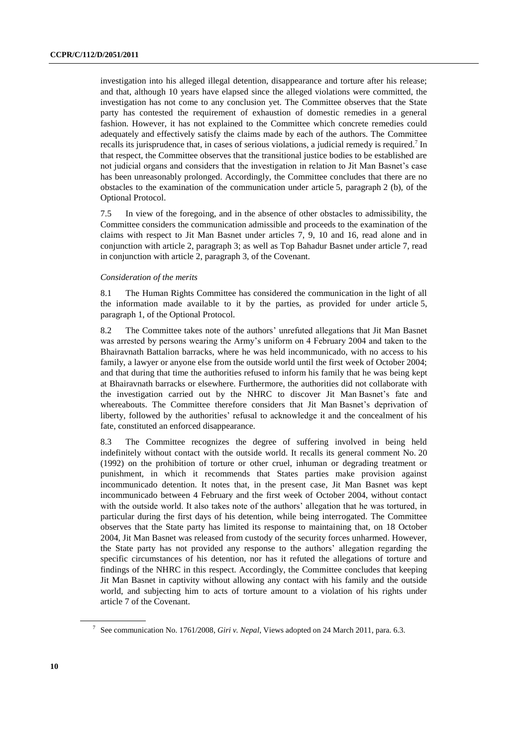investigation into his alleged illegal detention, disappearance and torture after his release; and that, although 10 years have elapsed since the alleged violations were committed, the investigation has not come to any conclusion yet. The Committee observes that the State party has contested the requirement of exhaustion of domestic remedies in a general fashion. However, it has not explained to the Committee which concrete remedies could adequately and effectively satisfy the claims made by each of the authors. The Committee recalls its jurisprudence that, in cases of serious violations, a judicial remedy is required.[7] In that respect, the Committee observes that the transitional justice bodies to be established are not judicial organs and considers that the investigation in relation to Jit Man Basnet's case has been unreasonably prolonged. Accordingly, the Committee concludes that there are no obstacles to the examination of the communication under article 5, paragraph 2 (b), of the Optional Protocol.

7.5 In view of the foregoing, and in the absence of other obstacles to admissibility, the Committee considers the communication admissible and proceeds to the examination of the claims with respect to Jit Man Basnet under articles 7, 9, 10 and 16, read alone and in conjunction with article 2, paragraph 3; as well as Top Bahadur Basnet under article 7, read in conjunction with article 2, paragraph 3, of the Covenant.

*Consideration of the merits*

8.1 The Human Rights Committee has considered the communication in the light of all the information made available to it by the parties, as provided for under article 5, paragraph 1, of the Optional Protocol.

8.2 The Committee takes note of the authors' unrefuted allegations that Jit Man Basnet was arrested by persons wearing the Army's uniform on 4 February 2004 and taken to the Bhairavnath Battalion barracks, where he was held incommunicado, with no access to his family, a lawyer or anyone else from the outside world until the first week of October 2004; and that during that time the authorities refused to inform his family that he was being kept at Bhairavnath barracks or elsewhere. Furthermore, the authorities did not collaborate with the investigation carried out by the NHRC to discover Jit Man Basnet's fate and whereabouts. The Committee therefore considers that Jit Man Basnet's deprivation of liberty, followed by the authorities' refusal to acknowledge it and the concealment of his fate, constituted an enforced disappearance.

8.3 The Committee recognizes the degree of suffering involved in being held indefinitely without contact with the outside world. It recalls its general comment No. 20 (1992) on the prohibition of torture or other cruel, inhuman or degrading treatment or punishment, in which it recommends that States parties make provision against incommunicado detention. It notes that, in the present case, Jit Man Basnet was kept incommunicado between 4 February and the first week of October 2004, without contact with the outside world. It also takes note of the authors' allegation that he was tortured, in particular during the first days of his detention, while being interrogated. The Committee observes that the State party has limited its response to maintaining that, on 18 October 2004, Jit Man Basnet was released from custody of the security forces unharmed. However, the State party has not provided any response to the authors' allegation regarding the specific circumstances of his detention, nor has it refuted the allegations of torture and findings of the NHRC in this respect. Accordingly, the Committee concludes that keeping Jit Man Basnet in captivity without allowing any contact with his family and the outside world, and subjecting him to acts of torture amount to a violation of his rights under article 7 of the Covenant.

[7] See communication No. 1761/2008, *Giri v. Nepal*, Views adopted on 24 March 2011, para. 6.3.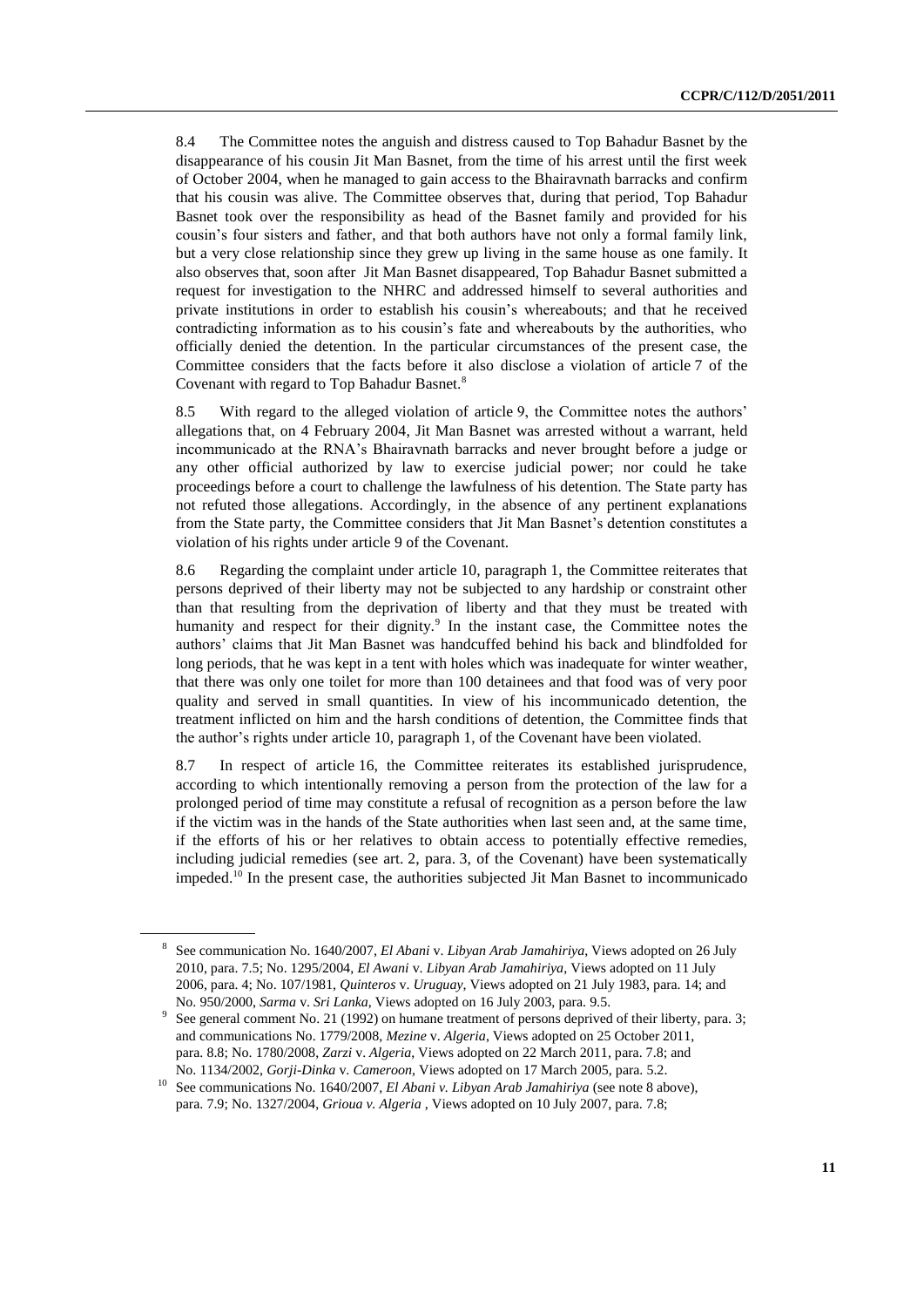8.4 The Committee notes the anguish and distress caused to Top Bahadur Basnet by the disappearance of his cousin Jit Man Basnet, from the time of his arrest until the first week of October 2004, when he managed to gain access to the Bhairavnath barracks and confirm that his cousin was alive. The Committee observes that, during that period, Top Bahadur Basnet took over the responsibility as head of the Basnet family and provided for his cousin's four sisters and father, and that both authors have not only a formal family link, but a very close relationship since they grew up living in the same house as one family. It also observes that, soon after Jit Man Basnet disappeared, Top Bahadur Basnet submitted a request for investigation to the NHRC and addressed himself to several authorities and private institutions in order to establish his cousin's whereabouts; and that he received contradicting information as to his cousin's fate and whereabouts by the authorities, who officially denied the detention. In the particular circumstances of the present case, the Committee considers that the facts before it also disclose a violation of article 7 of the Covenant with regard to Top Bahadur Basnet.[8]

8.5 With regard to the alleged violation of article 9, the Committee notes the authors' allegations that, on 4 February 2004, Jit Man Basnet was arrested without a warrant, held incommunicado at the RNA's Bhairavnath barracks and never brought before a judge or any other official authorized by law to exercise judicial power; nor could he take proceedings before a court to challenge the lawfulness of his detention. The State party has not refuted those allegations. Accordingly, in the absence of any pertinent explanations from the State party, the Committee considers that Jit Man Basnet's detention constitutes a violation of his rights under article 9 of the Covenant.

8.6 Regarding the complaint under article 10, paragraph 1, the Committee reiterates that persons deprived of their liberty may not be subjected to any hardship or constraint other than that resulting from the deprivation of liberty and that they must be treated with humanity and respect for their dignity.[9] In the instant case, the Committee notes the authors' claims that Jit Man Basnet was handcuffed behind his back and blindfolded for long periods, that he was kept in a tent with holes which was inadequate for winter weather, that there was only one toilet for more than 100 detainees and that food was of very poor quality and served in small quantities. In view of his incommunicado detention, the treatment inflicted on him and the harsh conditions of detention, the Committee finds that the author's rights under article 10, paragraph 1, of the Covenant have been violated.

8.7 In respect of article 16, the Committee reiterates its established jurisprudence, according to which intentionally removing a person from the protection of the law for a prolonged period of time may constitute a refusal of recognition as a person before the law if the victim was in the hands of the State authorities when last seen and, at the same time, if the efforts of his or her relatives to obtain access to potentially effective remedies, including judicial remedies (see art. 2, para. 3, of the Covenant) have been systematically impeded.[10] In the present case, the authorities subjected Jit Man Basnet to incommunicado

---

[8] See communication No. 1640/2007, *El Abani* v. *Libyan Arab Jamahiriya*, Views adopted on 26 July 2010, para. 7.5; No. 1295/2004, *El Awani* v. *Libyan Arab Jamahiriya*, Views adopted on 11 July 2006, para. 4; No. 107/1981, *Quinteros* v. *Uruguay*, Views adopted on 21 July 1983, para. 14; and No. 950/2000, *Sarma* v. *Sri Lanka*, Views adopted on 16 July 2003, para. 9.5.

[9] See general comment No. 21 (1992) on humane treatment of persons deprived of their liberty, para. 3; and communications No. 1779/2008, *Mezine* v. *Algeria*, Views adopted on 25 October 2011, para. 8.8; No. 1780/2008, *Zarzi* v. *Algeria*, Views adopted on 22 March 2011, para. 7.8; and No. 1134/2002, *Gorji-Dinka* v. *Cameroon*, Views adopted on 17 March 2005, para. 5.2.

[10] See communications No. 1640/2007, *El Abani v. Libyan Arab Jamahiriya* (see note 8 above), para. 7.9; No. 1327/2004, *Grioua v. Algeria* , Views adopted on 10 July 2007, para. 7.8;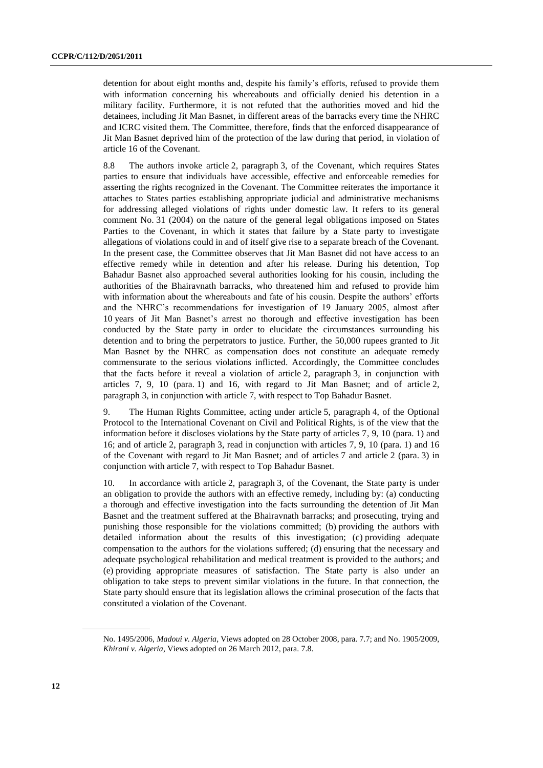detention for about eight months and, despite his family's efforts, refused to provide them with information concerning his whereabouts and officially denied his detention in a military facility. Furthermore, it is not refuted that the authorities moved and hid the detainees, including Jit Man Basnet, in different areas of the barracks every time the NHRC and ICRC visited them. The Committee, therefore, finds that the enforced disappearance of Jit Man Basnet deprived him of the protection of the law during that period, in violation of article 16 of the Covenant.

8.8 The authors invoke article 2, paragraph 3, of the Covenant, which requires States parties to ensure that individuals have accessible, effective and enforceable remedies for asserting the rights recognized in the Covenant. The Committee reiterates the importance it attaches to States parties establishing appropriate judicial and administrative mechanisms for addressing alleged violations of rights under domestic law. It refers to its general comment No. 31 (2004) on the nature of the general legal obligations imposed on States Parties to the Covenant, in which it states that failure by a State party to investigate allegations of violations could in and of itself give rise to a separate breach of the Covenant. In the present case, the Committee observes that Jit Man Basnet did not have access to an effective remedy while in detention and after his release. During his detention, Top Bahadur Basnet also approached several authorities looking for his cousin, including the authorities of the Bhairavnath barracks, who threatened him and refused to provide him with information about the whereabouts and fate of his cousin. Despite the authors' efforts and the NHRC's recommendations for investigation of 19 January 2005, almost after 10 years of Jit Man Basnet's arrest no thorough and effective investigation has been conducted by the State party in order to elucidate the circumstances surrounding his detention and to bring the perpetrators to justice. Further, the 50,000 rupees granted to Jit Man Basnet by the NHRC as compensation does not constitute an adequate remedy commensurate to the serious violations inflicted. Accordingly, the Committee concludes that the facts before it reveal a violation of article 2, paragraph 3, in conjunction with articles 7, 9, 10 (para. 1) and 16, with regard to Jit Man Basnet; and of article 2, paragraph 3, in conjunction with article 7, with respect to Top Bahadur Basnet.

9. The Human Rights Committee, acting under article 5, paragraph 4, of the Optional Protocol to the International Covenant on Civil and Political Rights, is of the view that the information before it discloses violations by the State party of articles 7, 9, 10 (para. 1) and 16; and of article 2, paragraph 3, read in conjunction with articles 7, 9, 10 (para. 1) and 16 of the Covenant with regard to Jit Man Basnet; and of articles 7 and article 2 (para. 3) in conjunction with article 7, with respect to Top Bahadur Basnet.

10. In accordance with article 2, paragraph 3, of the Covenant, the State party is under an obligation to provide the authors with an effective remedy, including by: (a) conducting a thorough and effective investigation into the facts surrounding the detention of Jit Man Basnet and the treatment suffered at the Bhairavnath barracks; and prosecuting, trying and punishing those responsible for the violations committed; (b) providing the authors with detailed information about the results of this investigation; (c) providing adequate compensation to the authors for the violations suffered; (d) ensuring that the necessary and adequate psychological rehabilitation and medical treatment is provided to the authors; and (e) providing appropriate measures of satisfaction. The State party is also under an obligation to take steps to prevent similar violations in the future. In that connection, the State party should ensure that its legislation allows the criminal prosecution of the facts that constituted a violation of the Covenant.

---

No. 1495/2006, *Madoui v. Algeria*, Views adopted on 28 October 2008, para. 7.7; and No. 1905/2009, *Khirani v. Algeria*, Views adopted on 26 March 2012, para. 7.8.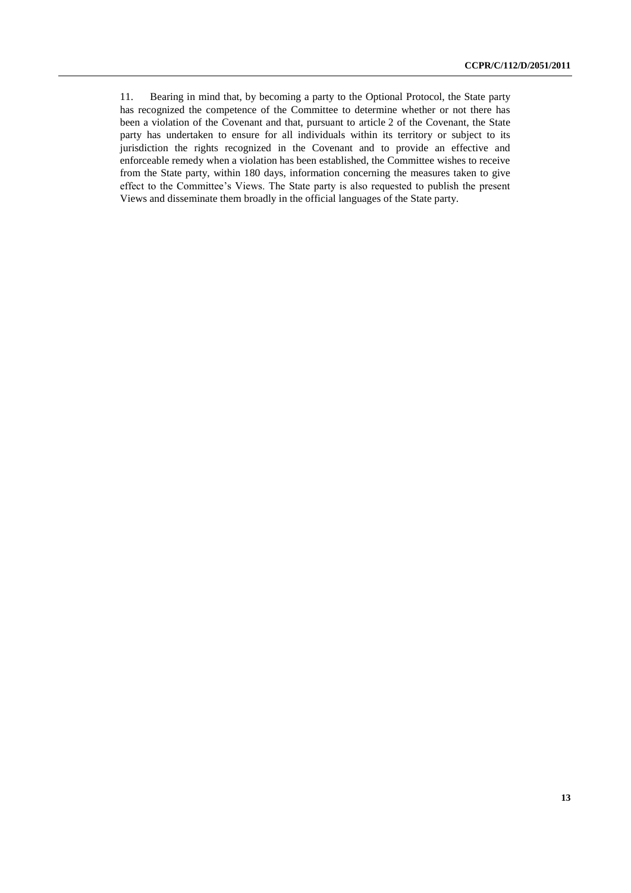11. Bearing in mind that, by becoming a party to the Optional Protocol, the State party has recognized the competence of the Committee to determine whether or not there has been a violation of the Covenant and that, pursuant to article 2 of the Covenant, the State party has undertaken to ensure for all individuals within its territory or subject to its jurisdiction the rights recognized in the Covenant and to provide an effective and enforceable remedy when a violation has been established, the Committee wishes to receive from the State party, within 180 days, information concerning the measures taken to give effect to the Committee's Views. The State party is also requested to publish the present Views and disseminate them broadly in the official languages of the State party.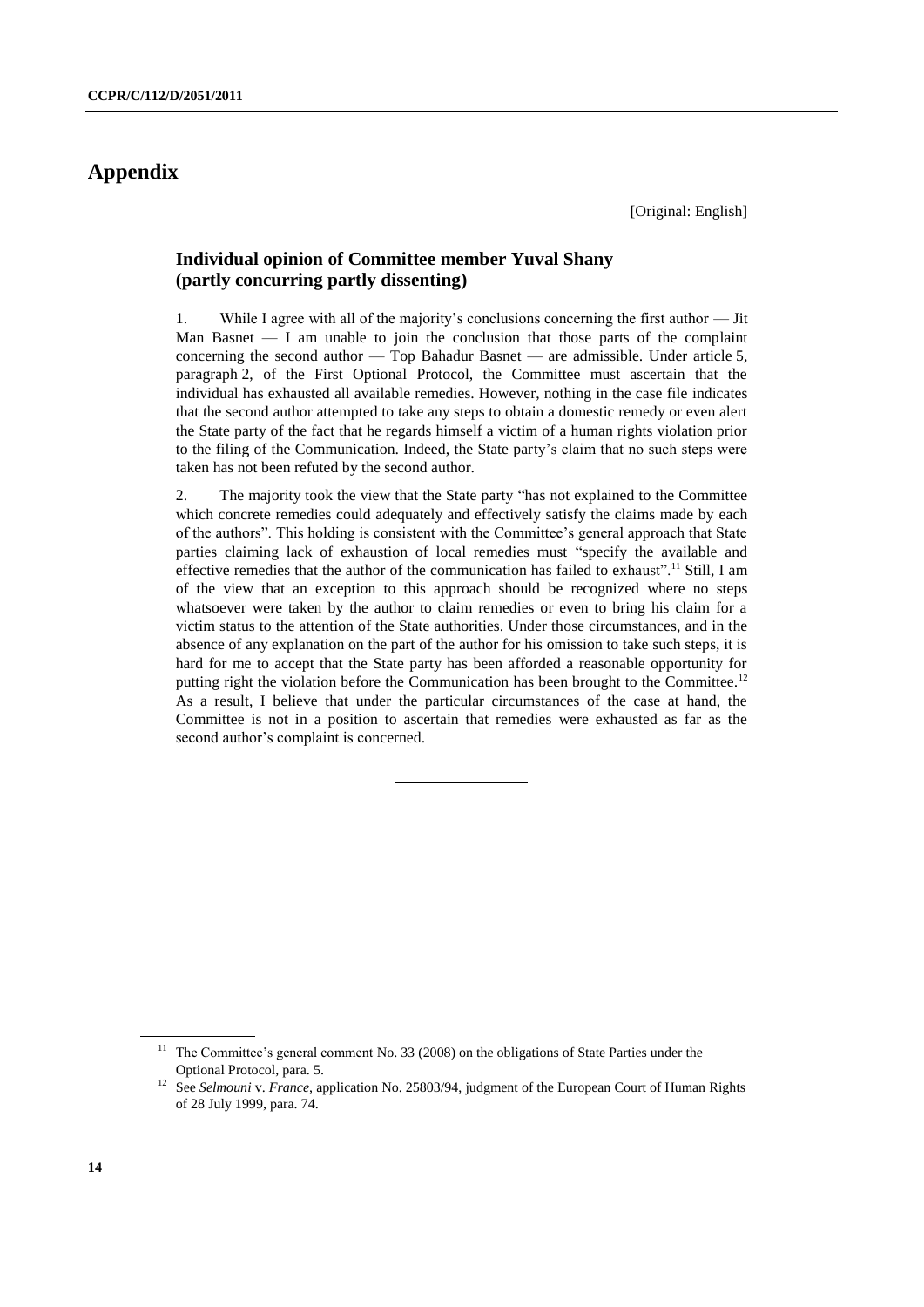# Appendix

[Original: English]

## Individual opinion of Committee member Yuval Shany (partly concurring partly dissenting)

1. While I agree with all of the majority's conclusions concerning the first author — Jit Man Basnet — I am unable to join the conclusion that those parts of the complaint concerning the second author — Top Bahadur Basnet — are admissible. Under article 5, paragraph 2, of the First Optional Protocol, the Committee must ascertain that the individual has exhausted all available remedies. However, nothing in the case file indicates that the second author attempted to take any steps to obtain a domestic remedy or even alert the State party of the fact that he regards himself a victim of a human rights violation prior to the filing of the Communication. Indeed, the State party's claim that no such steps were taken has not been refuted by the second author.

2. The majority took the view that the State party "has not explained to the Committee which concrete remedies could adequately and effectively satisfy the claims made by each of the authors". This holding is consistent with the Committee's general approach that State parties claiming lack of exhaustion of local remedies must "specify the available and effective remedies that the author of the communication has failed to exhaust".[11] Still, I am of the view that an exception to this approach should be recognized where no steps whatsoever were taken by the author to claim remedies or even to bring his claim for a victim status to the attention of the State authorities. Under those circumstances, and in the absence of any explanation on the part of the author for his omission to take such steps, it is hard for me to accept that the State party has been afforded a reasonable opportunity for putting right the violation before the Communication has been brought to the Committee.[12] As a result, I believe that under the particular circumstances of the case at hand, the Committee is not in a position to ascertain that remedies were exhausted as far as the second author's complaint is concerned.

---

[11] The Committee's general comment No. 33 (2008) on the obligations of State Parties under the Optional Protocol, para. 5.

[12] See *Selmouni* v. *France*, application No. 25803/94, judgment of the European Court of Human Rights of 28 July 1999, para. 74.